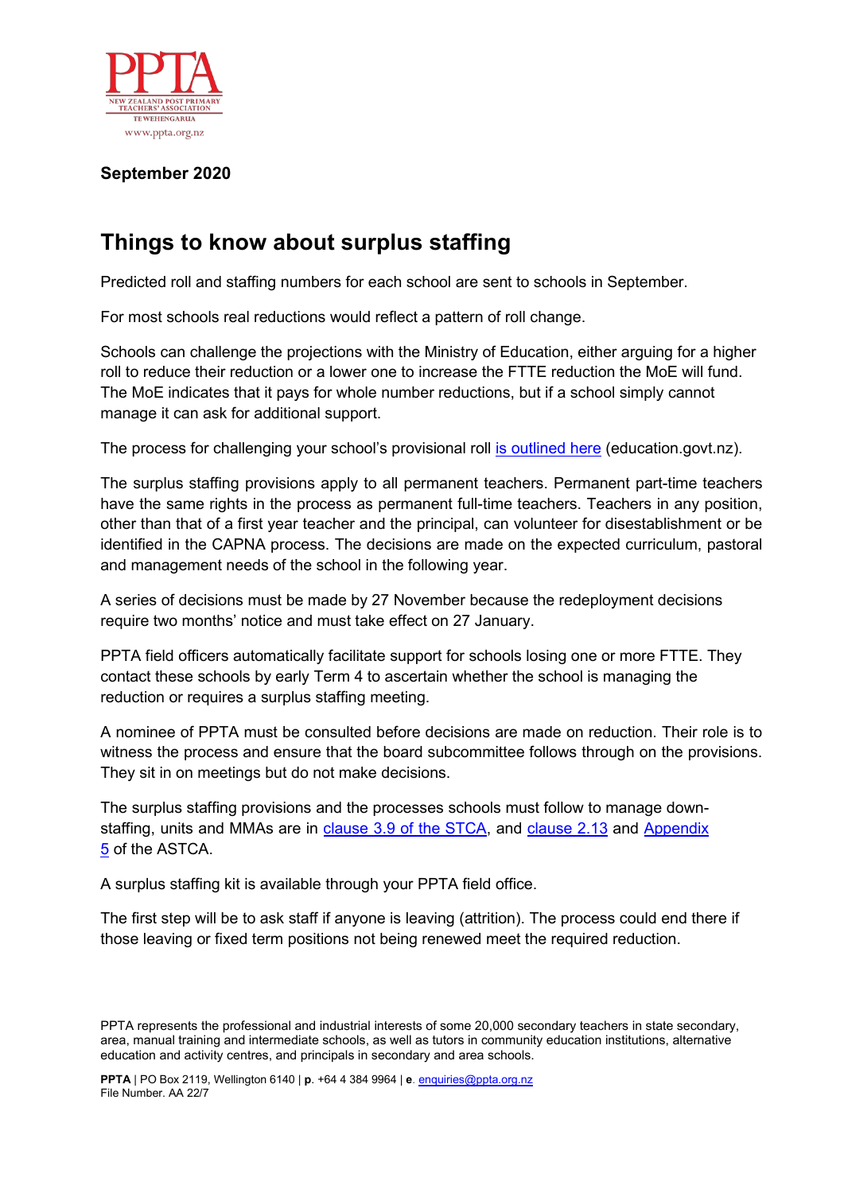PPTA
NEW ZEALAND POST PRIMARY TEACHERS' ASSOCIATION
TE WEHENGARUA
www.ppta.org.nz

**September 2020**

# Things to know about surplus staffing

Predicted roll and staffing numbers for each school are sent to schools in September.

For most schools real reductions would reflect a pattern of roll change.

Schools can challenge the projections with the Ministry of Education, either arguing for a higher roll to reduce their reduction or a lower one to increase the FTTE reduction the MoE will fund. The MoE indicates that it pays for whole number reductions, but if a school simply cannot manage it can ask for additional support.

The process for challenging your school's provisional roll is outlined here (education.govt.nz).

The surplus staffing provisions apply to all permanent teachers. Permanent part-time teachers have the same rights in the process as permanent full-time teachers. Teachers in any position, other than that of a first year teacher and the principal, can volunteer for disestablishment or be identified in the CAPNA process. The decisions are made on the expected curriculum, pastoral and management needs of the school in the following year.

A series of decisions must be made by 27 November because the redeployment decisions require two months' notice and must take effect on 27 January.

PPTA field officers automatically facilitate support for schools losing one or more FTTE. They contact these schools by early Term 4 to ascertain whether the school is managing the reduction or requires a surplus staffing meeting.

A nominee of PPTA must be consulted before decisions are made on reduction. Their role is to witness the process and ensure that the board subcommittee follows through on the provisions. They sit in on meetings but do not make decisions.

The surplus staffing provisions and the processes schools must follow to manage down-staffing, units and MMAs are in clause 3.9 of the STCA, and clause 2.13 and Appendix 5 of the ASTCA.

A surplus staffing kit is available through your PPTA field office.

The first step will be to ask staff if anyone is leaving (attrition). The process could end there if those leaving or fixed term positions not being renewed meet the required reduction.

PPTA represents the professional and industrial interests of some 20,000 secondary teachers in state secondary, area, manual training and intermediate schools, as well as tutors in community education institutions, alternative education and activity centres, and principals in secondary and area schools.

**PPTA** | PO Box 2119, Wellington 6140 | **p**. +64 4 384 9964 | **e**. enquiries@ppta.org.nz
File Number. AA 22/7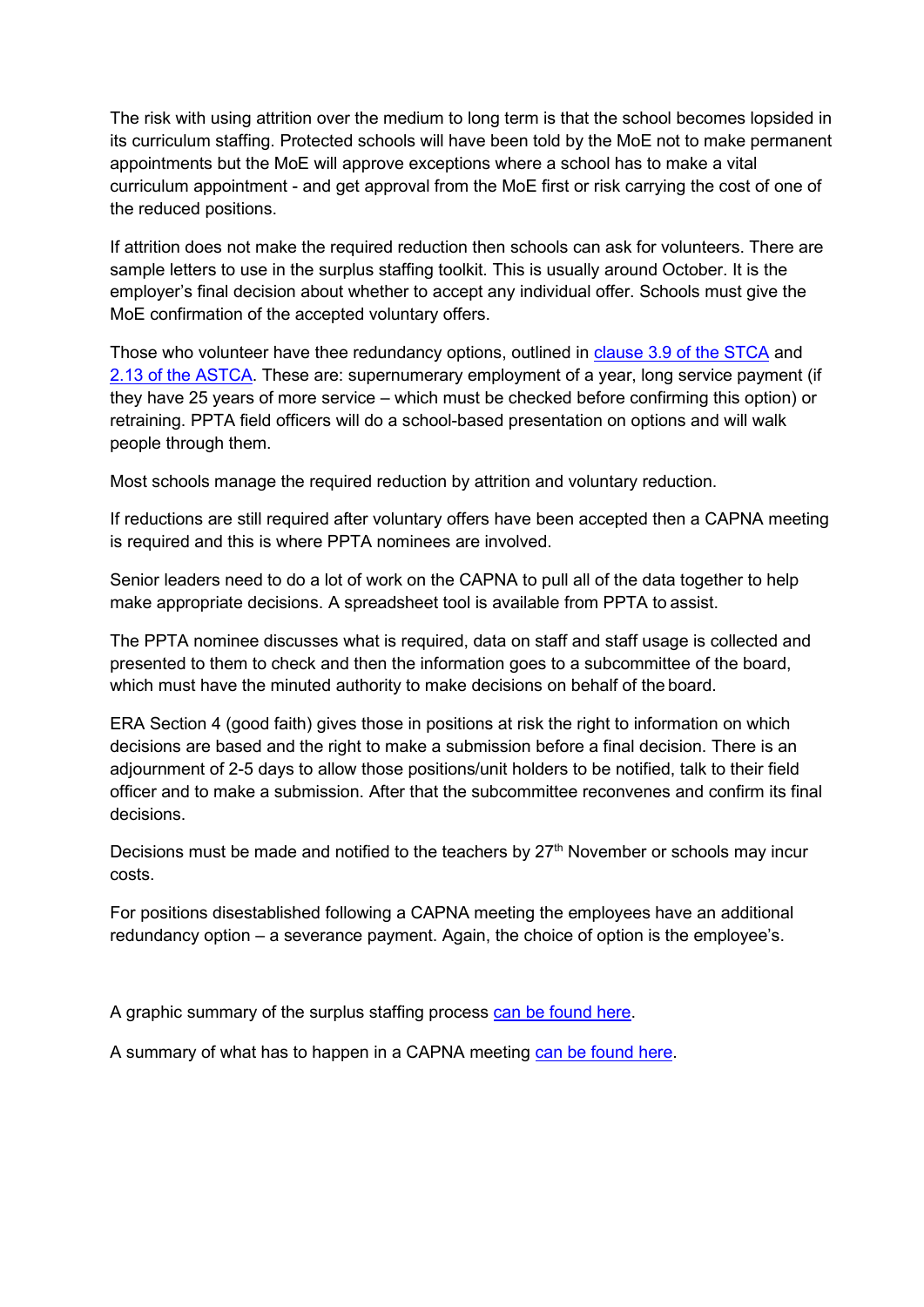The risk with using attrition over the medium to long term is that the school becomes lopsided in its curriculum staffing. Protected schools will have been told by the MoE not to make permanent appointments but the MoE will approve exceptions where a school has to make a vital curriculum appointment - and get approval from the MoE first or risk carrying the cost of one of the reduced positions.

If attrition does not make the required reduction then schools can ask for volunteers. There are sample letters to use in the surplus staffing toolkit. This is usually around October. It is the employer's final decision about whether to accept any individual offer. Schools must give the MoE confirmation of the accepted voluntary offers.

Those who volunteer have thee redundancy options, outlined in [clause 3.9 of the STCA] and [2.13 of the ASTCA]. These are: supernumerary employment of a year, long service payment (if they have 25 years of more service – which must be checked before confirming this option) or retraining. PPTA field officers will do a school-based presentation on options and will walk people through them.

Most schools manage the required reduction by attrition and voluntary reduction.

If reductions are still required after voluntary offers have been accepted then a CAPNA meeting is required and this is where PPTA nominees are involved.

Senior leaders need to do a lot of work on the CAPNA to pull all of the data together to help make appropriate decisions. A spreadsheet tool is available from PPTA to assist.

The PPTA nominee discusses what is required, data on staff and staff usage is collected and presented to them to check and then the information goes to a subcommittee of the board, which must have the minuted authority to make decisions on behalf of the board.

ERA Section 4 (good faith) gives those in positions at risk the right to information on which decisions are based and the right to make a submission before a final decision. There is an adjournment of 2-5 days to allow those positions/unit holders to be notified, talk to their field officer and to make a submission. After that the subcommittee reconvenes and confirm its final decisions.

Decisions must be made and notified to the teachers by 27th November or schools may incur costs.

For positions disestablished following a CAPNA meeting the employees have an additional redundancy option – a severance payment. Again, the choice of option is the employee's.

A graphic summary of the surplus staffing process [can be found here].

A summary of what has to happen in a CAPNA meeting [can be found here].